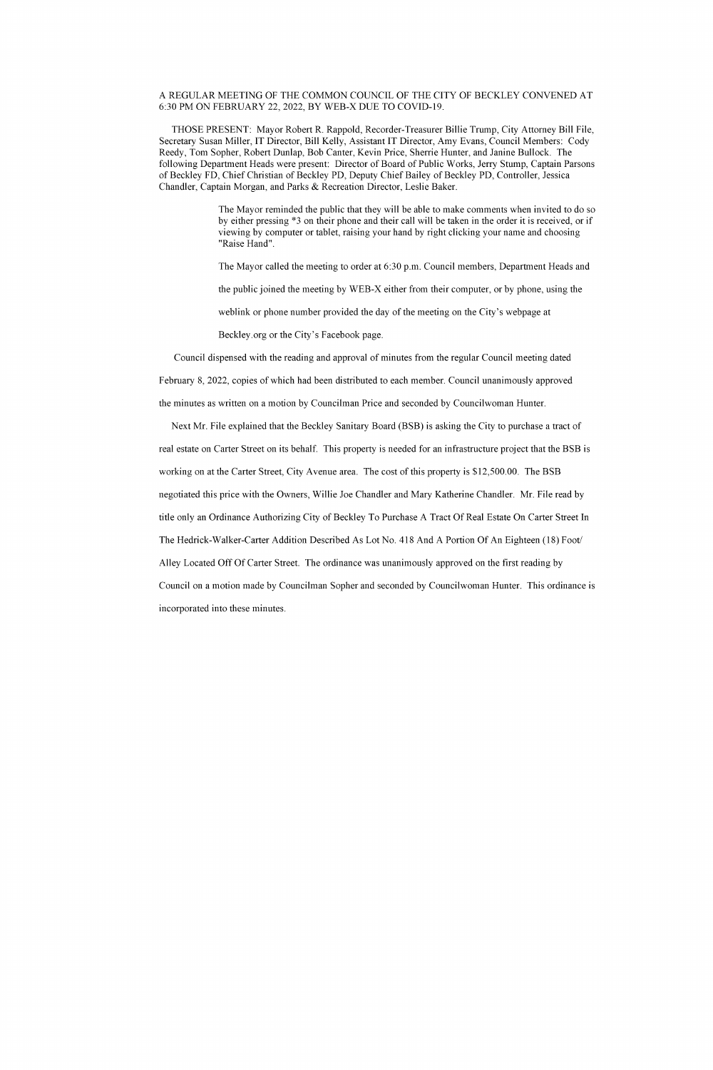A REGULAR MEETING OF THE COMMON COUNCIL OF THE CITY OF BECKLEY CONVENED AT 6:30 PM ON FEBRUARY 22, 2022, BY WEB-X DUE TO COVID-19.

THOSE PRESENT: Mayor Robert R. Rappold, Recorder-Treasurer Billie Trump, City Attorney Bill File, Secretary Susan Miller, IT Director, Bill Kelly, Assistant IT Director, Amy Evans, Council Members: Cody Reedy, Tom Sopher, Robert Dunlap, Bob Canter, Kevin Price, Sherrie Hunter, and Janine Bullock. The following Department Heads were present: Director of Board of Public Works, Jerry Stump, Captain Parsons of Beckley FD, Chief Christian of Beckley PD, Deputy Chief Bailey of Beckley PD, Controller, Jessica Chandler, Captain Morgan, and Parks & Recreation Director, Leslie Baker.

> The Mayor reminded the public that they will be able to make comments when invited to do so by either pressing *3 on their phone and their call will be taken in the order it is received, or if viewing by computer or tablet, raising your hand by right clicking your name and choosing "Raise Hand".
>
> The Mayor called the meeting to order at 6:30 p.m. Council members, Department Heads and the public joined the meeting by WEB-X either from their computer, or by phone, using the weblink or phone number provided the day of the meeting on the City's webpage at Beckley.org or the City's Facebook page.

Council dispensed with the reading and approval of minutes from the regular Council meeting dated February 8, 2022, copies of which had been distributed to each member. Council unanimously approved the minutes as written on a motion by Councilman Price and seconded by Councilwoman Hunter.

Next Mr. File explained that the Beckley Sanitary Board (BSB) is asking the City to purchase a tract of real estate on Carter Street on its behalf. This property is needed for an infrastructure project that the BSB is working on at the Carter Street, City Avenue area. The cost of this property is $12,500.00. The BSB negotiated this price with the Owners, Willie Joe Chandler and Mary Katherine Chandler. Mr. File read by title only an Ordinance Authorizing City of Beckley To Purchase A Tract Of Real Estate On Carter Street In The Hedrick-Walker-Carter Addition Described As Lot No. 418 And A Portion Of An Eighteen (18) Foot/ Alley Located Off Of Carter Street. The ordinance was unanimously approved on the first reading by Council on a motion made by Councilman Sopher and seconded by Councilwoman Hunter. This ordinance is incorporated into these minutes.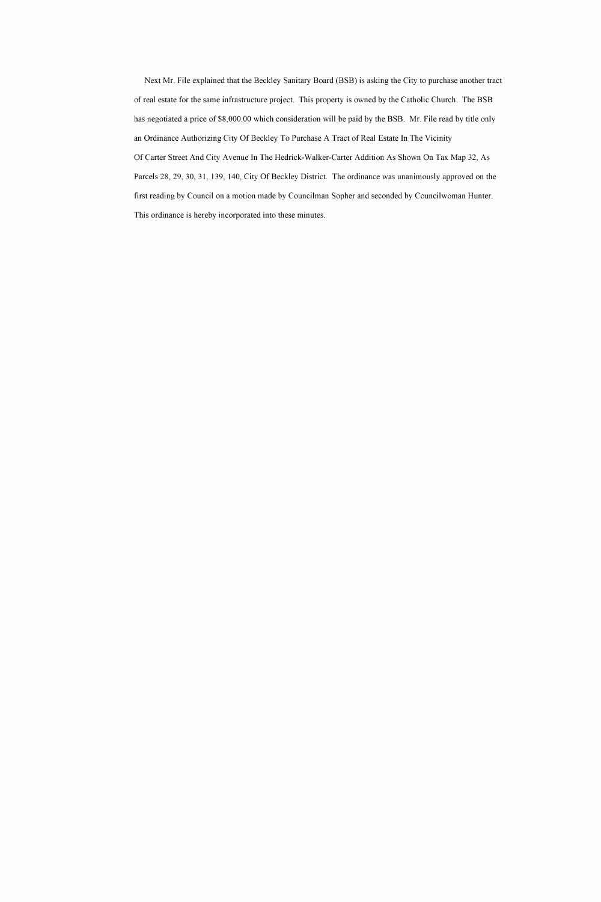Next Mr. File explained that the Beckley Sanitary Board (BSB) is asking the City to purchase another tract of real estate for the same infrastructure project. This property is owned by the Catholic Church. The BSB has negotiated a price of $8,000.00 which consideration will be paid by the BSB. Mr. File read by title only an Ordinance Authorizing City Of Beckley To Purchase A Tract of Real Estate In The Vicinity Of Carter Street And City Avenue In The Hedrick-Walker-Carter Addition As Shown On Tax Map 32, As Parcels 28, 29, 30, 31, 139, 140, City Of Beckley District. The ordinance was unanimously approved on the first reading by Council on a motion made by Councilman Sopher and seconded by Councilwoman Hunter. This ordinance is hereby incorporated into these minutes.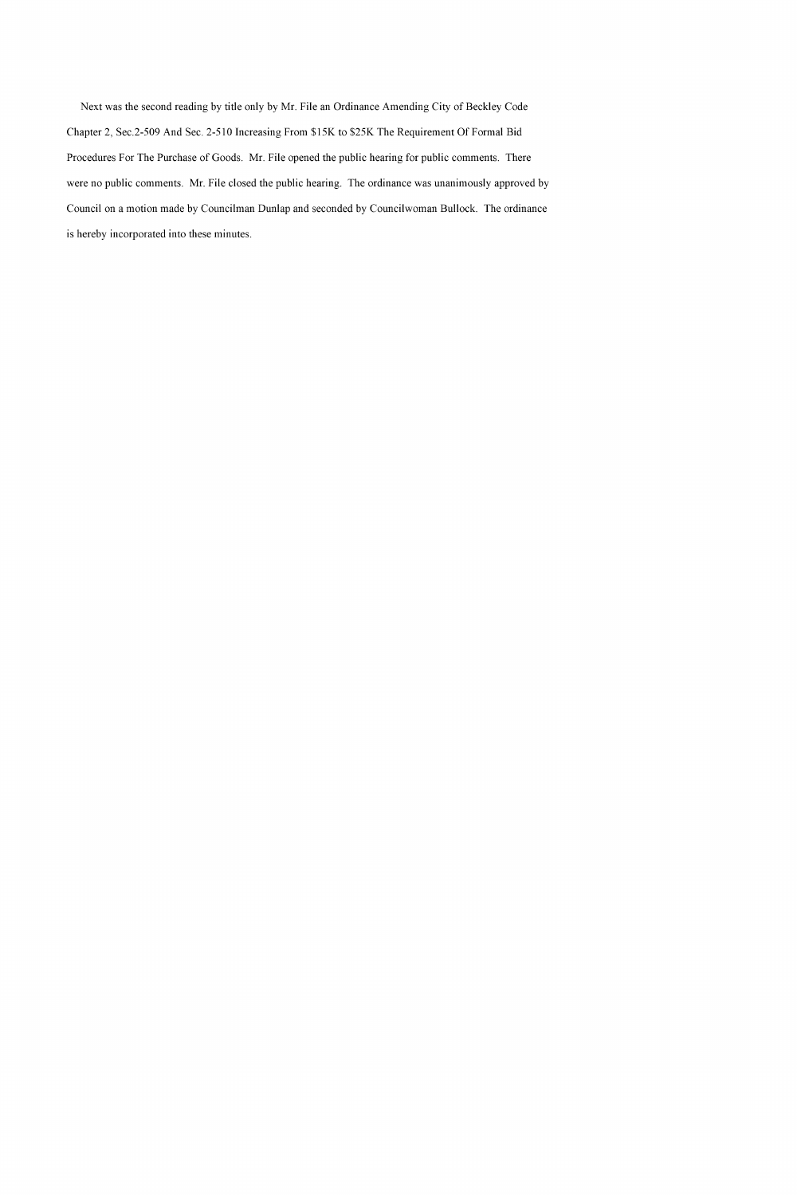Next was the second reading by title only by Mr. File an Ordinance Amending City of Beckley Code Chapter 2, Sec.2-509 And Sec. 2-510 Increasing From $15K to $25K The Requirement Of Formal Bid Procedures For The Purchase of Goods. Mr. File opened the public hearing for public comments. There were no public comments. Mr. File closed the public hearing. The ordinance was unanimously approved by Council on a motion made by Councilman Dunlap and seconded by Councilwoman Bullock. The ordinance is hereby incorporated into these minutes.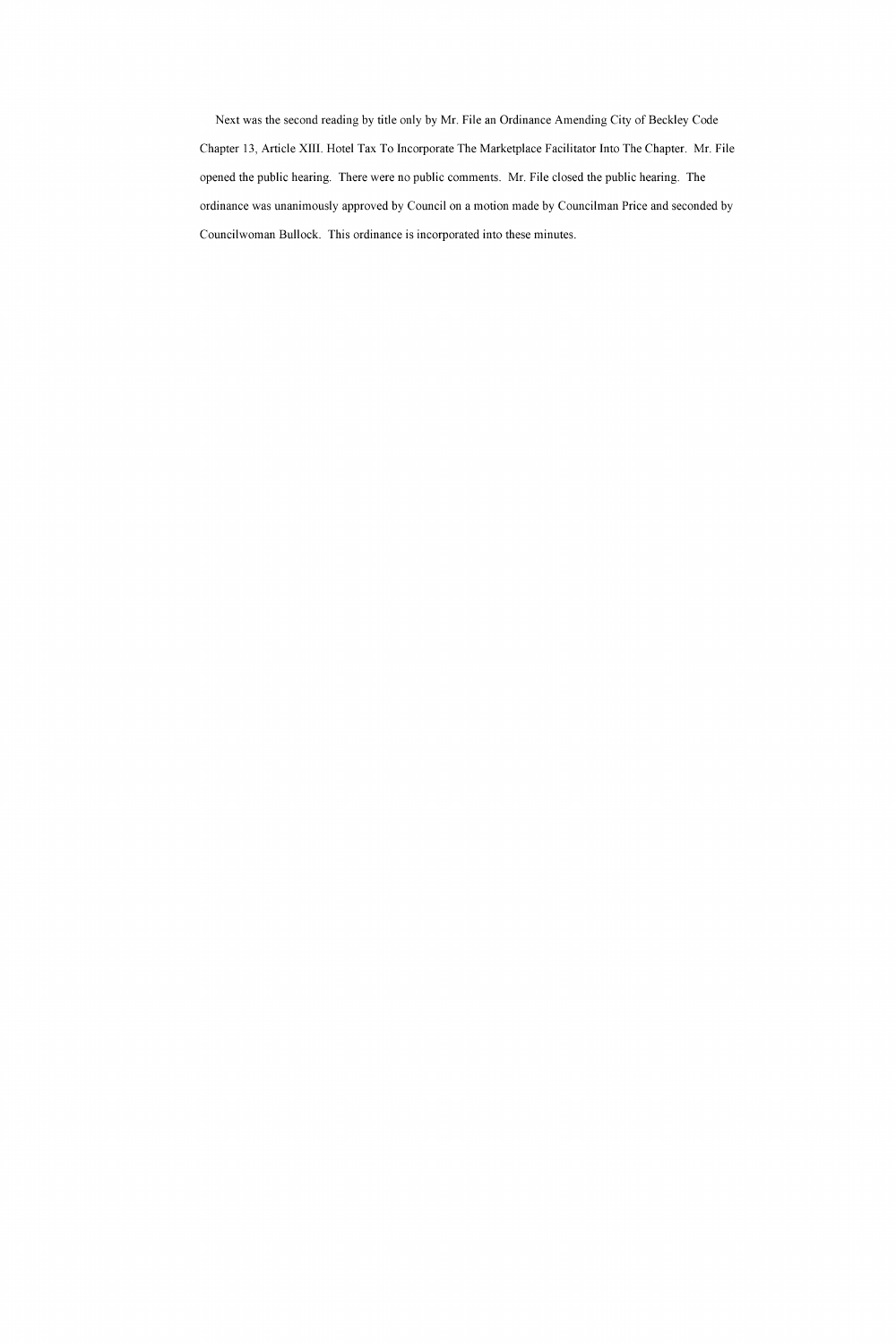Next was the second reading by title only by Mr. File an Ordinance Amending City of Beckley Code Chapter 13, Article XIII. Hotel Tax To Incorporate The Marketplace Facilitator Into The Chapter. Mr. File opened the public hearing. There were no public comments. Mr. File closed the public hearing. The ordinance was unanimously approved by Council on a motion made by Councilman Price and seconded by Councilwoman Bullock. This ordinance is incorporated into these minutes.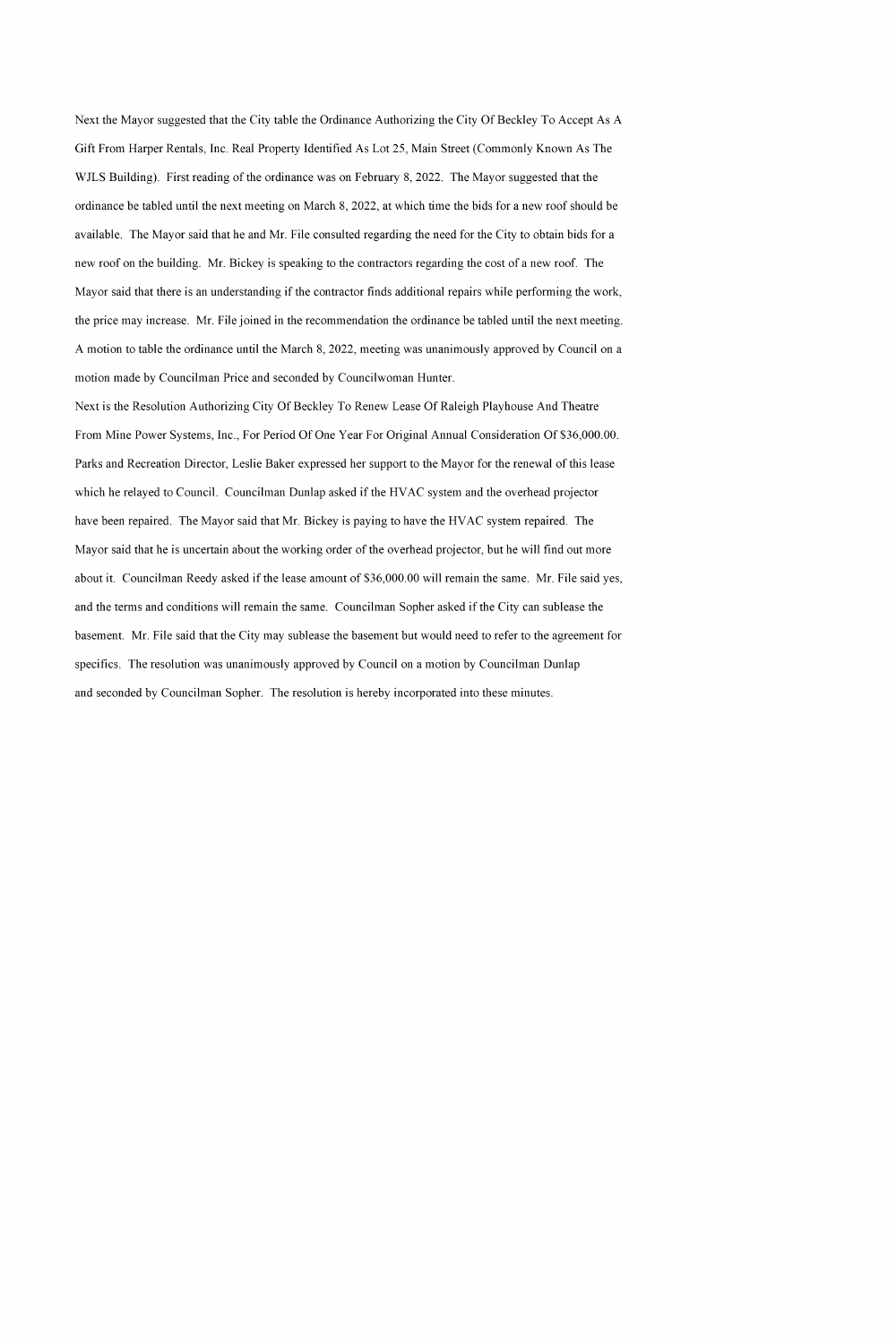Next the Mayor suggested that the City table the Ordinance Authorizing the City Of Beckley To Accept As A Gift From Harper Rentals, Inc. Real Property Identified As Lot 25, Main Street (Commonly Known As The WJLS Building). First reading of the ordinance was on February 8, 2022. The Mayor suggested that the ordinance be tabled until the next meeting on March 8, 2022, at which time the bids for a new roof should be available. The Mayor said that he and Mr. File consulted regarding the need for the City to obtain bids for a new roof on the building. Mr. Bickey is speaking to the contractors regarding the cost of a new roof. The Mayor said that there is an understanding if the contractor finds additional repairs while performing the work, the price may increase. Mr. File joined in the recommendation the ordinance be tabled until the next meeting. A motion to table the ordinance until the March 8, 2022, meeting was unanimously approved by Council on a motion made by Councilman Price and seconded by Councilwoman Hunter.

Next is the Resolution Authorizing City Of Beckley To Renew Lease Of Raleigh Playhouse And Theatre From Mine Power Systems, Inc., For Period Of One Year For Original Annual Consideration Of $36,000.00. Parks and Recreation Director, Leslie Baker expressed her support to the Mayor for the renewal of this lease which he relayed to Council. Councilman Dunlap asked if the HVAC system and the overhead projector have been repaired. The Mayor said that Mr. Bickey is paying to have the HVAC system repaired. The Mayor said that he is uncertain about the working order of the overhead projector, but he will find out more about it. Councilman Reedy asked if the lease amount of $36,000.00 will remain the same. Mr. File said yes, and the terms and conditions will remain the same. Councilman Sopher asked if the City can sublease the basement. Mr. File said that the City may sublease the basement but would need to refer to the agreement for specifics. The resolution was unanimously approved by Council on a motion by Councilman Dunlap and seconded by Councilman Sopher. The resolution is hereby incorporated into these minutes.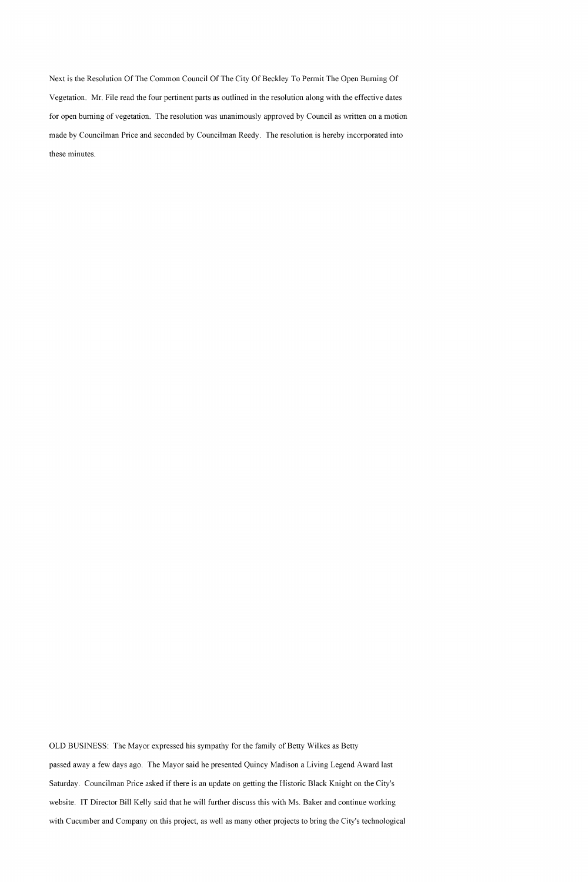Next is the Resolution Of The Common Council Of The City Of Beckley To Permit The Open Burning Of Vegetation. Mr. File read the four pertinent parts as outlined in the resolution along with the effective dates for open burning of vegetation. The resolution was unanimously approved by Council as written on a motion made by Councilman Price and seconded by Councilman Reedy. The resolution is hereby incorporated into these minutes.

OLD BUSINESS: The Mayor expressed his sympathy for the family of Betty Wilkes as Betty passed away a few days ago. The Mayor said he presented Quincy Madison a Living Legend Award last Saturday. Councilman Price asked if there is an update on getting the Historic Black Knight on the City's website. IT Director Bill Kelly said that he will further discuss this with Ms. Baker and continue working with Cucumber and Company on this project, as well as many other projects to bring the City's technological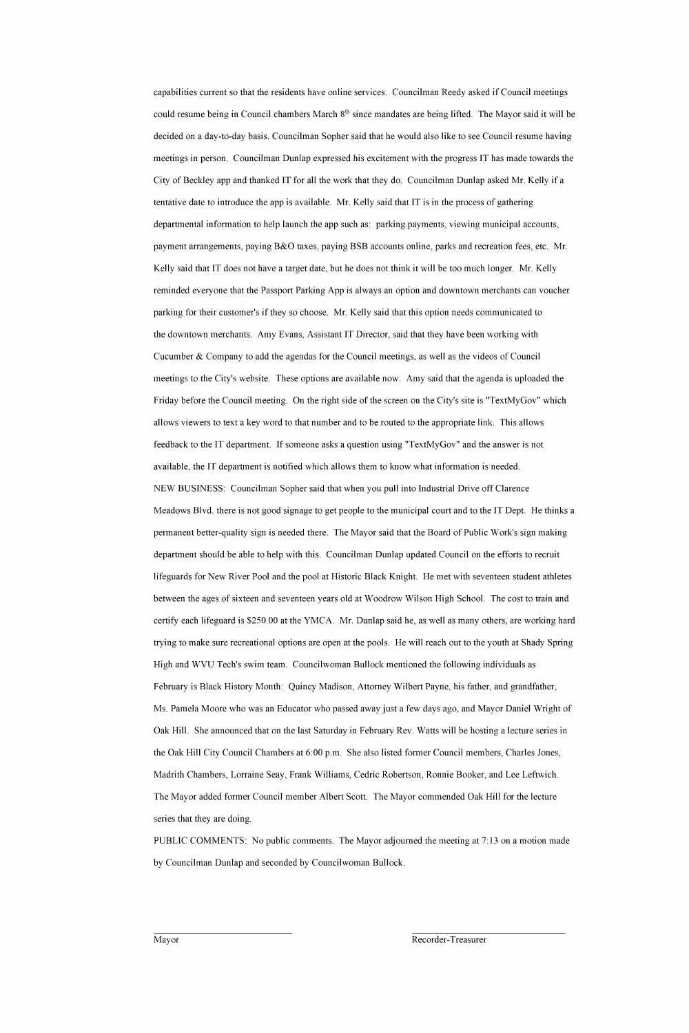capabilities current so that the residents have online services. Councilman Reedy asked if Council meetings could resume being in Council chambers March 8th since mandates are being lifted. The Mayor said it will be decided on a day-to-day basis. Councilman Sopher said that he would also like to see Council resume having meetings in person. Councilman Dunlap expressed his excitement with the progress IT has made towards the City of Beckley app and thanked IT for all the work that they do. Councilman Dunlap asked Mr. Kelly if a tentative date to introduce the app is available. Mr. Kelly said that IT is in the process of gathering departmental information to help launch the app such as: parking payments, viewing municipal accounts, payment arrangements, paying B&O taxes, paying BSB accounts online, parks and recreation fees, etc. Mr. Kelly said that IT does not have a target date, but he does not think it will be too much longer. Mr. Kelly reminded everyone that the Passport Parking App is always an option and downtown merchants can voucher parking for their customer's if they so choose. Mr. Kelly said that this option needs communicated to the downtown merchants. Amy Evans, Assistant IT Director, said that they have been working with Cucumber & Company to add the agendas for the Council meetings, as well as the videos of Council meetings to the City's website. These options are available now. Amy said that the agenda is uploaded the Friday before the Council meeting. On the right side of the screen on the City's site is "TextMyGov" which allows viewers to text a key word to that number and to be routed to the appropriate link. This allows feedback to the IT department. If someone asks a question using "TextMyGov" and the answer is not available, the IT department is notified which allows them to know what information is needed.

NEW BUSINESS: Councilman Sopher said that when you pull into Industrial Drive off Clarence Meadows Blvd. there is not good signage to get people to the municipal court and to the IT Dept. He thinks a permanent better-quality sign is needed there. The Mayor said that the Board of Public Work's sign making department should be able to help with this. Councilman Dunlap updated Council on the efforts to recruit lifeguards for New River Pool and the pool at Historic Black Knight. He met with seventeen student athletes between the ages of sixteen and seventeen years old at Woodrow Wilson High School. The cost to train and certify each lifeguard is $250.00 at the YMCA. Mr. Dunlap said he, as well as many others, are working hard trying to make sure recreational options are open at the pools. He will reach out to the youth at Shady Spring High and WVU Tech's swim team. Councilwoman Bullock mentioned the following individuals as February is Black History Month: Quincy Madison, Attorney Wilbert Payne, his father, and grandfather, Ms. Pamela Moore who was an Educator who passed away just a few days ago, and Mayor Daniel Wright of Oak Hill. She announced that on the last Saturday in February Rev. Watts will be hosting a lecture series in the Oak Hill City Council Chambers at 6:00 p.m. She also listed former Council members, Charles Jones, Madrith Chambers, Lorraine Seay, Frank Williams, Cedric Robertson, Ronnie Booker, and Lee Leftwich. The Mayor added former Council member Albert Scott. The Mayor commended Oak Hill for the lecture series that they are doing.

PUBLIC COMMENTS: No public comments. The Mayor adjourned the meeting at 7:13 on a motion made by Councilman Dunlap and seconded by Councilwoman Bullock.

\_\_\_\_\_\_\_\_\_\_\_\_\_\_\_\_\_\_\_\_\_\_\_\_\_\_\_\_\_\_
Mayor

\_\_\_\_\_\_\_\_\_\_\_\_\_\_\_\_\_\_\_\_\_\_\_\_\_\_\_\_\_\_
Recorder-Treasurer